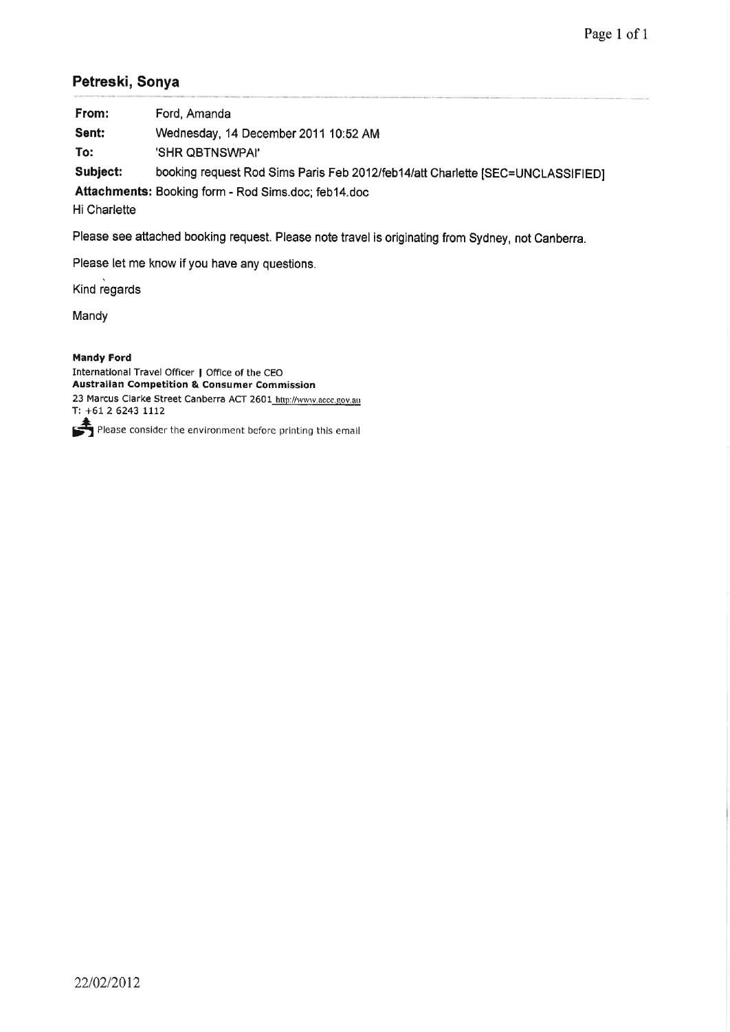## Petreski, Sonya

| | |
|---|---|
| **From:** | Ford, Amanda |
| **Sent:** | Wednesday, 14 December 2011 10:52 AM |
| **To:** | 'SHR QBTNSWPAI' |
| **Subject:** | booking request Rod Sims Paris Feb 2012/feb14/att Charlette [SEC=UNCLASSIFIED] |
| **Attachments:** | Booking form - Rod Sims.doc; feb14.doc |

Hi Charlette

Please see attached booking request. Please note travel is originating from Sydney, not Canberra.

Please let me know if you have any questions.

Kind regards

Mandy

**Mandy Ford**
International Travel Officer | Office of the CEO
**Australian Competition & Consumer Commission**
23 Marcus Clarke Street Canberra ACT 2601 http://www.accc.gov.au
T: +61 2 6243 1112

Please consider the environment before printing this email

22/02/2012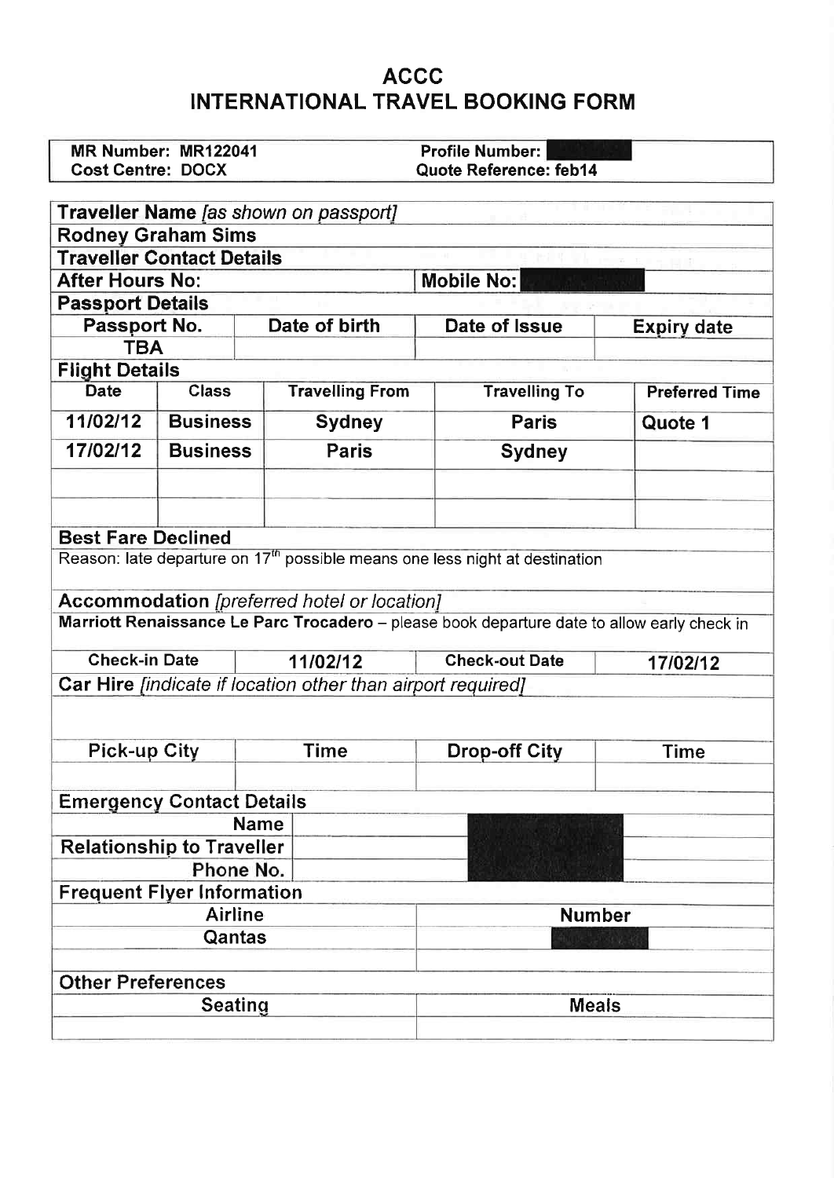# ACCC
# INTERNATIONAL TRAVEL BOOKING FORM

**MR Number: MR122041**
**Cost Centre: DOCX**
**Profile Number:**
**Quote Reference: feb14**

**Traveller Name** *[as shown on passport]*

**Rodney Graham Sims**

**Traveller Contact Details**

| After Hours No: | Mobile No: |
|---|---|
| | |

**Passport Details**

| Passport No. | Date of birth | Date of Issue | Expiry date |
|---|---|---|---|
| TBA | | | |

**Flight Details**

| Date | Class | Travelling From | Travelling To | Preferred Time |
|---|---|---|---|---|
| 11/02/12 | Business | Sydney | Paris | Quote 1 |
| 17/02/12 | Business | Paris | Sydney | |
| | | | | |
| | | | | |

**Best Fare Declined**

Reason: late departure on 17th possible means one less night at destination

**Accommodation** *[preferred hotel or location]*

**Marriott Renaissance Le Parc Trocadero** – please book departure date to allow early check in

| Check-in Date | 11/02/12 | Check-out Date | 17/02/12 |
|---|---|---|---|

**Car Hire** *[indicate if location other than airport required]*

| Pick-up City | Time | Drop-off City | Time |
|---|---|---|---|
| | | | |

**Emergency Contact Details**

| | |
|---|---|
| Name | |
| Relationship to Traveller | |
| Phone No. | |

**Frequent Flyer Information**

| Airline | Number |
|---|---|
| Qantas | |
| | |

**Other Preferences**

| Seating | Meals |
|---|---|
| | |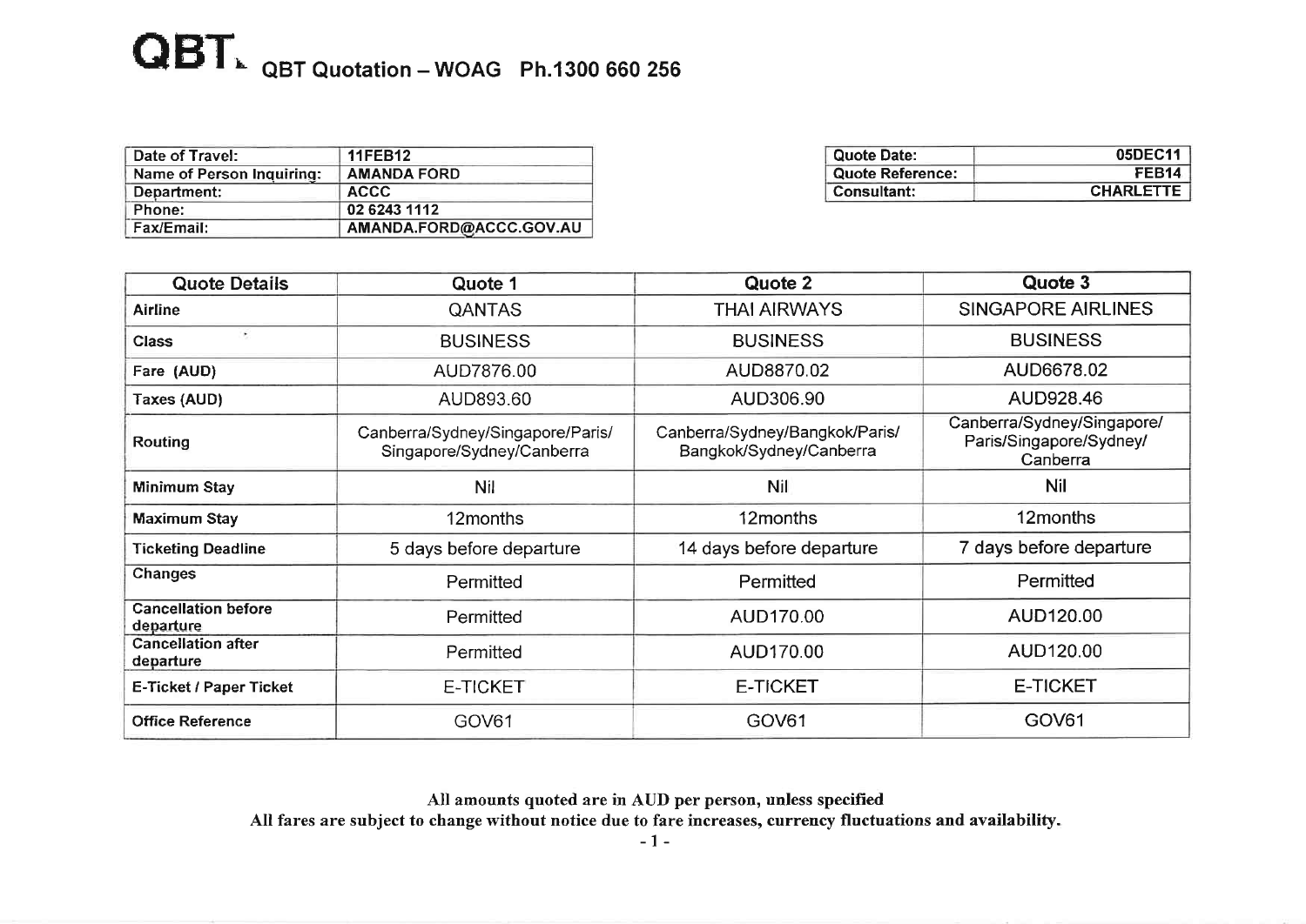# QBT Quotation – WOAG Ph.1300 660 256

| | |
|---|---|
| Date of Travel: | 11FEB12 |
| Name of Person Inquiring: | AMANDA FORD |
| Department: | ACCC |
| Phone: | 02 6243 1112 |
| Fax/Email: | AMANDA.FORD@ACCC.GOV.AU |

| | |
|---|---|
| Quote Date: | 05DEC11 |
| Quote Reference: | FEB14 |
| Consultant: | CHARLETTE |

| Quote Details | Quote 1 | Quote 2 | Quote 3 |
|---|---|---|---|
| Airline | QANTAS | THAI AIRWAYS | SINGAPORE AIRLINES |
| Class | BUSINESS | BUSINESS | BUSINESS |
| Fare (AUD) | AUD7876.00 | AUD8870.02 | AUD6678.02 |
| Taxes (AUD) | AUD893.60 | AUD306.90 | AUD928.46 |
| Routing | Canberra/Sydney/Singapore/Paris/ Singapore/Sydney/Canberra | Canberra/Sydney/Bangkok/Paris/ Bangkok/Sydney/Canberra | Canberra/Sydney/Singapore/ Paris/Singapore/Sydney/ Canberra |
| Minimum Stay | Nil | Nil | Nil |
| Maximum Stay | 12months | 12months | 12months |
| Ticketing Deadline | 5 days before departure | 14 days before departure | 7 days before departure |
| Changes | Permitted | Permitted | Permitted |
| Cancellation before departure | Permitted | AUD170.00 | AUD120.00 |
| Cancellation after departure | Permitted | AUD170.00 | AUD120.00 |
| E-Ticket / Paper Ticket | E-TICKET | E-TICKET | E-TICKET |
| Office Reference | GOV61 | GOV61 | GOV61 |

**All amounts quoted are in AUD per person, unless specified**

**All fares are subject to change without notice due to fare increases, currency fluctuations and availability.**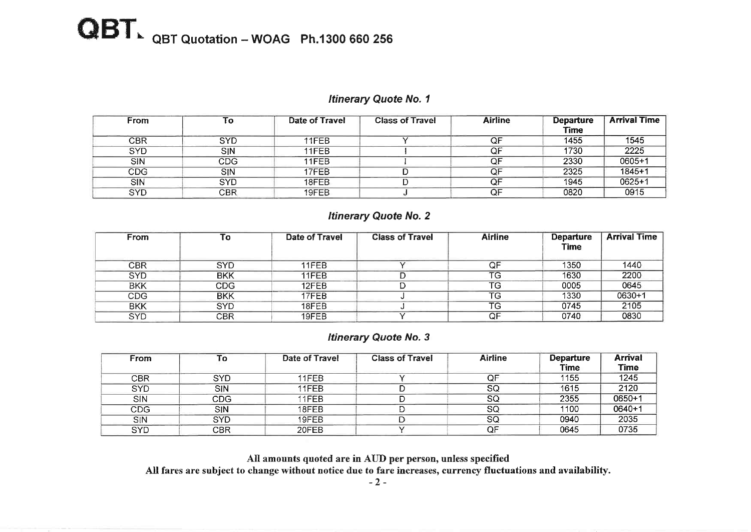# QBT Quotation – WOAG Ph.1300 660 256

### *Itinerary Quote No. 1*

| From | To | Date of Travel | Class of Travel | Airline | Departure Time | Arrival Time |
|---|---|---|---|---|---|---|
| CBR | SYD | 11FEB | Y | QF | 1455 | 1545 |
| SYD | SIN | 11FEB | I | QF | 1730 | 2225 |
| SIN | CDG | 11FEB | I | QF | 2330 | 0605+1 |
| CDG | SIN | 17FEB | D | QF | 2325 | 1845+1 |
| SIN | SYD | 18FEB | D | QF | 1945 | 0625+1 |
| SYD | CBR | 19FEB | J | QF | 0820 | 0915 |

### *Itinerary Quote No. 2*

| From | To | Date of Travel | Class of Travel | Airline | Departure Time | Arrival Time |
|---|---|---|---|---|---|---|
| CBR | SYD | 11FEB | Y | QF | 1350 | 1440 |
| SYD | BKK | 11FEB | D | TG | 1630 | 2200 |
| BKK | CDG | 12FEB | D | TG | 0005 | 0645 |
| CDG | BKK | 17FEB | J | TG | 1330 | 0630+1 |
| BKK | SYD | 18FEB | J | TG | 0745 | 2105 |
| SYD | CBR | 19FEB | Y | QF | 0740 | 0830 |

### *Itinerary Quote No. 3*

| From | To | Date of Travel | Class of Travel | Airline | Departure Time | Arrival Time |
|---|---|---|---|---|---|---|
| CBR | SYD | 11FEB | Y | QF | 1155 | 1245 |
| SYD | SIN | 11FEB | D | SQ | 1615 | 2120 |
| SIN | CDG | 11FEB | D | SQ | 2355 | 0650+1 |
| CDG | SIN | 18FEB | D | SQ | 1100 | 0640+1 |
| SIN | SYD | 19FEB | D | SQ | 0940 | 2035 |
| SYD | CBR | 20FEB | Y | QF | 0645 | 0735 |

**All amounts quoted are in AUD per person, unless specified**

**All fares are subject to change without notice due to fare increases, currency fluctuations and availability.**